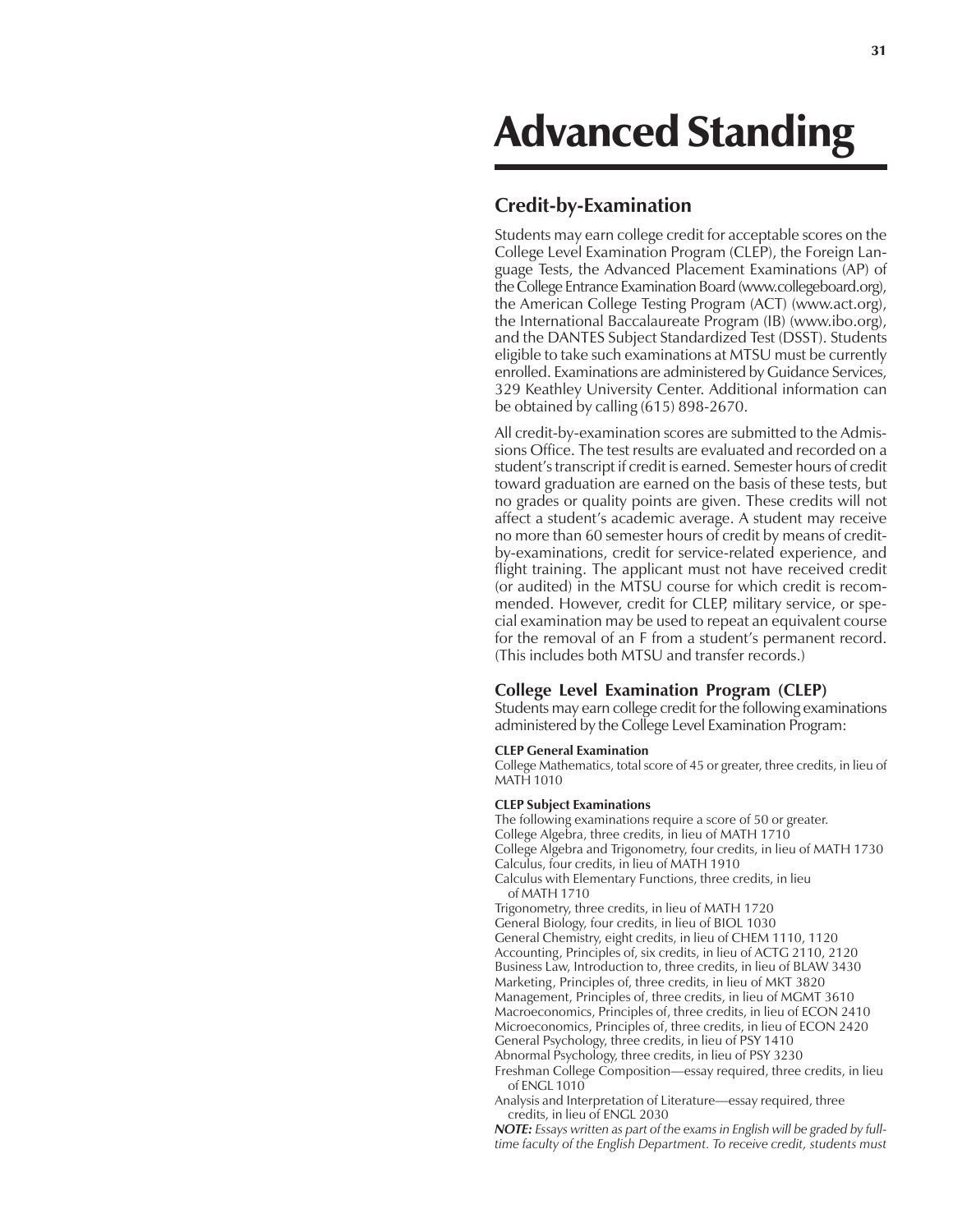# Advanced Standing

## Credit-by-Examination

Students may earn college credit for acceptable scores on the College Level Examination Program (CLEP), the Foreign Language Tests, the Advanced Placement Examinations (AP) of the College Entrance Examination Board (www.collegeboard.org), the American College Testing Program (ACT) (www.act.org), the International Baccalaureate Program (IB) (www.ibo.org), and the DANTES Subject Standardized Test (DSST). Students eligible to take such examinations at MTSU must be currently enrolled. Examinations are administered by Guidance Services, 329 Keathley University Center. Additional information can be obtained by calling (615) 898-2670.

All credit-by-examination scores are submitted to the Admissions Office. The test results are evaluated and recorded on a student's transcript if credit is earned. Semester hours of credit toward graduation are earned on the basis of these tests, but no grades or quality points are given. These credits will not affect a student's academic average. A student may receive no more than 60 semester hours of credit by means of credit-by-examinations, credit for service-related experience, and flight training. The applicant must not have received credit (or audited) in the MTSU course for which credit is recommended. However, credit for CLEP, military service, or special examination may be used to repeat an equivalent course for the removal of an F from a student's permanent record. (This includes both MTSU and transfer records.)

### College Level Examination Program (CLEP)

Students may earn college credit for the following examinations administered by the College Level Examination Program:

#### CLEP General Examination

College Mathematics, total score of 45 or greater, three credits, in lieu of MATH 1010

#### CLEP Subject Examinations

The following examinations require a score of 50 or greater.

College Algebra, three credits, in lieu of MATH 1710
College Algebra and Trigonometry, four credits, in lieu of MATH 1730
Calculus, four credits, in lieu of MATH 1910
Calculus with Elementary Functions, three credits, in lieu of MATH 1710
Trigonometry, three credits, in lieu of MATH 1720
General Biology, four credits, in lieu of BIOL 1030
General Chemistry, eight credits, in lieu of CHEM 1110, 1120
Accounting, Principles of, six credits, in lieu of ACTG 2110, 2120
Business Law, Introduction to, three credits, in lieu of BLAW 3430
Marketing, Principles of, three credits, in lieu of MKT 3820
Management, Principles of, three credits, in lieu of MGMT 3610
Macroeconomics, Principles of, three credits, in lieu of ECON 2410
Microeconomics, Principles of, three credits, in lieu of ECON 2420
General Psychology, three credits, in lieu of PSY 1410
Abnormal Psychology, three credits, in lieu of PSY 3230
Freshman College Composition—essay required, three credits, in lieu of ENGL 1010
Analysis and Interpretation of Literature—essay required, three credits, in lieu of ENGL 2030

***NOTE:*** *Essays written as part of the exams in English will be graded by full-time faculty of the English Department. To receive credit, students must*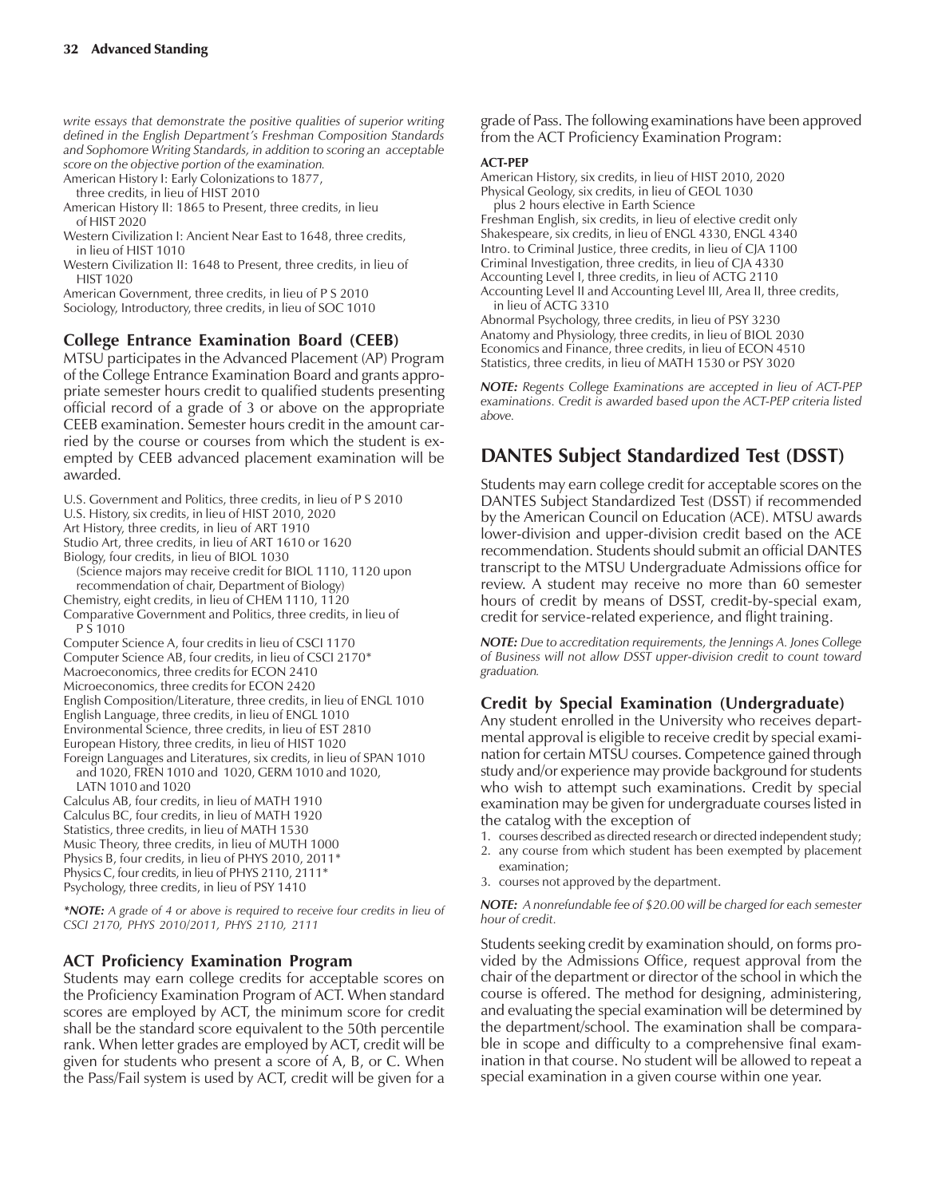*write essays that demonstrate the positive qualities of superior writing defined in the English Department's Freshman Composition Standards and Sophomore Writing Standards, in addition to scoring an acceptable score on the objective portion of the examination.*

American History I: Early Colonizations to 1877, three credits, in lieu of HIST 2010
American History II: 1865 to Present, three credits, in lieu of HIST 2020
Western Civilization I: Ancient Near East to 1648, three credits, in lieu of HIST 1010
Western Civilization II: 1648 to Present, three credits, in lieu of HIST 1020
American Government, three credits, in lieu of P S 2010
Sociology, Introductory, three credits, in lieu of SOC 1010

### College Entrance Examination Board (CEEB)

MTSU participates in the Advanced Placement (AP) Program of the College Entrance Examination Board and grants appropriate semester hours credit to qualified students presenting official record of a grade of 3 or above on the appropriate CEEB examination. Semester hours credit in the amount carried by the course or courses from which the student is exempted by CEEB advanced placement examination will be awarded.

U.S. Government and Politics, three credits, in lieu of P S 2010
U.S. History, six credits, in lieu of HIST 2010, 2020
Art History, three credits, in lieu of ART 1910
Studio Art, three credits, in lieu of ART 1610 or 1620
Biology, four credits, in lieu of BIOL 1030
(Science majors may receive credit for BIOL 1110, 1120 upon recommendation of chair, Department of Biology)
Chemistry, eight credits, in lieu of CHEM 1110, 1120
Comparative Government and Politics, three credits, in lieu of P S 1010
Computer Science A, four credits in lieu of CSCI 1170
Computer Science AB, four credits, in lieu of CSCI 2170*
Macroeconomics, three credits for ECON 2410
Microeconomics, three credits for ECON 2420
English Composition/Literature, three credits, in lieu of ENGL 1010
English Language, three credits, in lieu of ENGL 1010
Environmental Science, three credits, in lieu of EST 2810
European History, three credits, in lieu of HIST 1020
Foreign Languages and Literatures, six credits, in lieu of SPAN 1010 and 1020, FREN 1010 and 1020, GERM 1010 and 1020, LATN 1010 and 1020
Calculus AB, four credits, in lieu of MATH 1910
Calculus BC, four credits, in lieu of MATH 1920
Statistics, three credits, in lieu of MATH 1530
Music Theory, three credits, in lieu of MUTH 1000
Physics B, four credits, in lieu of PHYS 2010, 2011*
Physics C, four credits, in lieu of PHYS 2110, 2111*
Psychology, three credits, in lieu of PSY 1410

***NOTE:** A grade of 4 or above is required to receive four credits in lieu of CSCI 2170, PHYS 2010/2011, PHYS 2110, 2111*

### ACT Proficiency Examination Program

Students may earn college credits for acceptable scores on the Proficiency Examination Program of ACT. When standard scores are employed by ACT, the minimum score for credit shall be the standard score equivalent to the 50th percentile rank. When letter grades are employed by ACT, credit will be given for students who present a score of A, B, or C. When the Pass/Fail system is used by ACT, credit will be given for a grade of Pass. The following examinations have been approved from the ACT Proficiency Examination Program:

**ACT-PEP**

American History, six credits, in lieu of HIST 2010, 2020
Physical Geology, six credits, in lieu of GEOL 1030 plus 2 hours elective in Earth Science
Freshman English, six credits, in lieu of elective credit only
Shakespeare, six credits, in lieu of ENGL 4330, ENGL 4340
Intro. to Criminal Justice, three credits, in lieu of CJA 1100
Criminal Investigation, three credits, in lieu of CJA 4330
Accounting Level I, three credits, in lieu of ACTG 2110
Accounting Level II and Accounting Level III, Area II, three credits, in lieu of ACTG 3310
Abnormal Psychology, three credits, in lieu of PSY 3230
Anatomy and Physiology, three credits, in lieu of BIOL 2030
Economics and Finance, three credits, in lieu of ECON 4510
Statistics, three credits, in lieu of MATH 1530 or PSY 3020

***NOTE:** Regents College Examinations are accepted in lieu of ACT-PEP examinations. Credit is awarded based upon the ACT-PEP criteria listed above.*

## DANTES Subject Standardized Test (DSST)

Students may earn college credit for acceptable scores on the DANTES Subject Standardized Test (DSST) if recommended by the American Council on Education (ACE). MTSU awards lower-division and upper-division credit based on the ACE recommendation. Students should submit an official DANTES transcript to the MTSU Undergraduate Admissions office for review. A student may receive no more than 60 semester hours of credit by means of DSST, credit-by-special exam, credit for service-related experience, and flight training.

***NOTE:** Due to accreditation requirements, the Jennings A. Jones College of Business will not allow DSST upper-division credit to count toward graduation.*

### Credit by Special Examination (Undergraduate)

Any student enrolled in the University who receives departmental approval is eligible to receive credit by special examination for certain MTSU courses. Competence gained through study and/or experience may provide background for students who wish to attempt such examinations. Credit by special examination may be given for undergraduate courses listed in the catalog with the exception of

1. courses described as directed research or directed independent study;
2. any course from which student has been exempted by placement examination;
3. courses not approved by the department.

***NOTE:** A nonrefundable fee of $20.00 will be charged for each semester hour of credit.*

Students seeking credit by examination should, on forms provided by the Admissions Office, request approval from the chair of the department or director of the school in which the course is offered. The method for designing, administering, and evaluating the special examination will be determined by the department/school. The examination shall be comparable in scope and difficulty to a comprehensive final examination in that course. No student will be allowed to repeat a special examination in a given course within one year.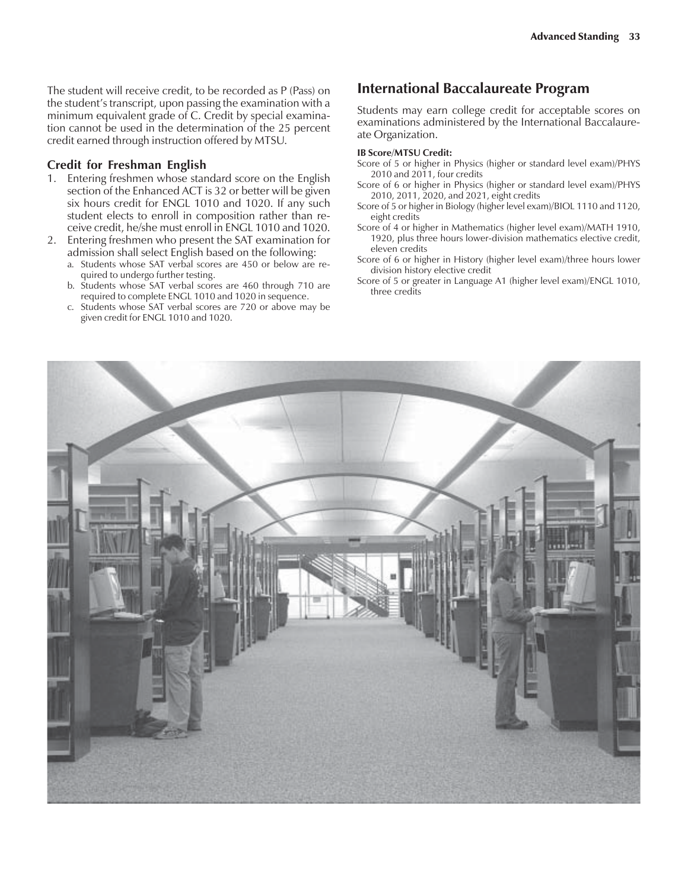The student will receive credit, to be recorded as P (Pass) on the student's transcript, upon passing the examination with a minimum equivalent grade of C. Credit by special examination cannot be used in the determination of the 25 percent credit earned through instruction offered by MTSU.

### Credit for Freshman English

1. Entering freshmen whose standard score on the English section of the Enhanced ACT is 32 or better will be given six hours credit for ENGL 1010 and 1020. If any such student elects to enroll in composition rather than receive credit, he/she must enroll in ENGL 1010 and 1020.
2. Entering freshmen who present the SAT examination for admission shall select English based on the following:
   a. Students whose SAT verbal scores are 450 or below are required to undergo further testing.
   b. Students whose SAT verbal scores are 460 through 710 are required to complete ENGL 1010 and 1020 in sequence.
   c. Students whose SAT verbal scores are 720 or above may be given credit for ENGL 1010 and 1020.

## International Baccalaureate Program

Students may earn college credit for acceptable scores on examinations administered by the International Baccalaureate Organization.

**IB Score/MTSU Credit:**

Score of 5 or higher in Physics (higher or standard level exam)/PHYS 2010 and 2011, four credits

Score of 6 or higher in Physics (higher or standard level exam)/PHYS 2010, 2011, 2020, and 2021, eight credits

Score of 5 or higher in Biology (higher level exam)/BIOL 1110 and 1120, eight credits

Score of 4 or higher in Mathematics (higher level exam)/MATH 1910, 1920, plus three hours lower-division mathematics elective credit, eleven credits

Score of 6 or higher in History (higher level exam)/three hours lower division history elective credit

Score of 5 or greater in Language A1 (higher level exam)/ENGL 1010, three credits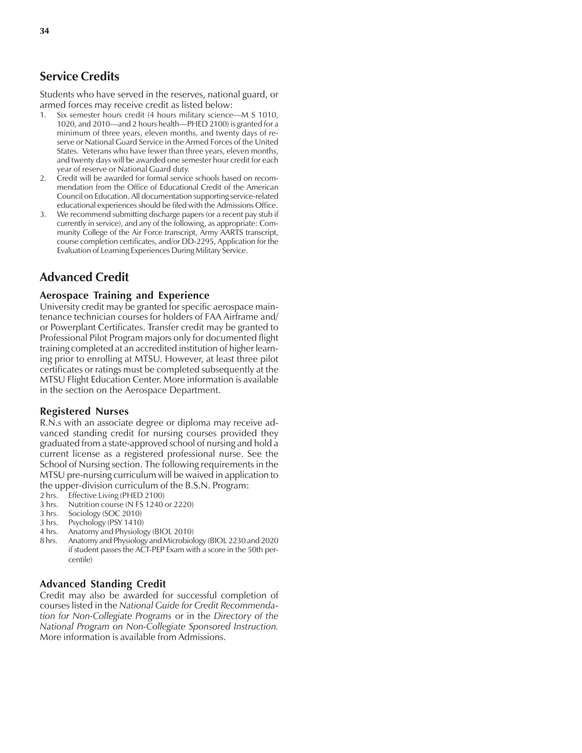## Service Credits

Students who have served in the reserves, national guard, or armed forces may receive credit as listed below:

1. Six semester hours credit (4 hours military science—M S 1010, 1020, and 2010—and 2 hours health—PHED 2100) is granted for a minimum of three years, eleven months, and twenty days of reserve or National Guard Service in the Armed Forces of the United States. Veterans who have fewer than three years, eleven months, and twenty days will be awarded one semester hour credit for each year of reserve or National Guard duty.
2. Credit will be awarded for formal service schools based on recommendation from the Office of Educational Credit of the American Council on Education. All documentation supporting service-related educational experiences should be filed with the Admissions Office.
3. We recommend submitting discharge papers (or a recent pay stub if currently in service), and any of the following, as appropriate: Community College of the Air Force transcript, Army AARTS transcript, course completion certificates, and/or DD-2295, Application for the Evaluation of Learning Experiences During Military Service.

## Advanced Credit

### Aerospace Training and Experience

University credit may be granted for specific aerospace maintenance technician courses for holders of FAA Airframe and/or Powerplant Certificates. Transfer credit may be granted to Professional Pilot Program majors only for documented flight training completed at an accredited institution of higher learning prior to enrolling at MTSU. However, at least three pilot certificates or ratings must be completed subsequently at the MTSU Flight Education Center. More information is available in the section on the Aerospace Department.

### Registered Nurses

R.N.s with an associate degree or diploma may receive advanced standing credit for nursing courses provided they graduated from a state-approved school of nursing and hold a current license as a registered professional nurse. See the School of Nursing section. The following requirements in the MTSU pre-nursing curriculum will be waived in application to the upper-division curriculum of the B.S.N. Program:

2 hrs. Effective Living (PHED 2100)
3 hrs. Nutrition course (N FS 1240 or 2220)
3 hrs. Sociology (SOC 2010)
3 hrs. Psychology (PSY 1410)
4 hrs. Anatomy and Physiology (BIOL 2010)
8 hrs. Anatomy and Physiology and Microbiology (BIOL 2230 and 2020 if student passes the ACT-PEP Exam with a score in the 50th percentile)

### Advanced Standing Credit

Credit may also be awarded for successful completion of courses listed in the *National Guide for Credit Recommendation for Non-Collegiate Programs* or in the *Directory of the National Program on Non-Collegiate Sponsored Instruction*. More information is available from Admissions.